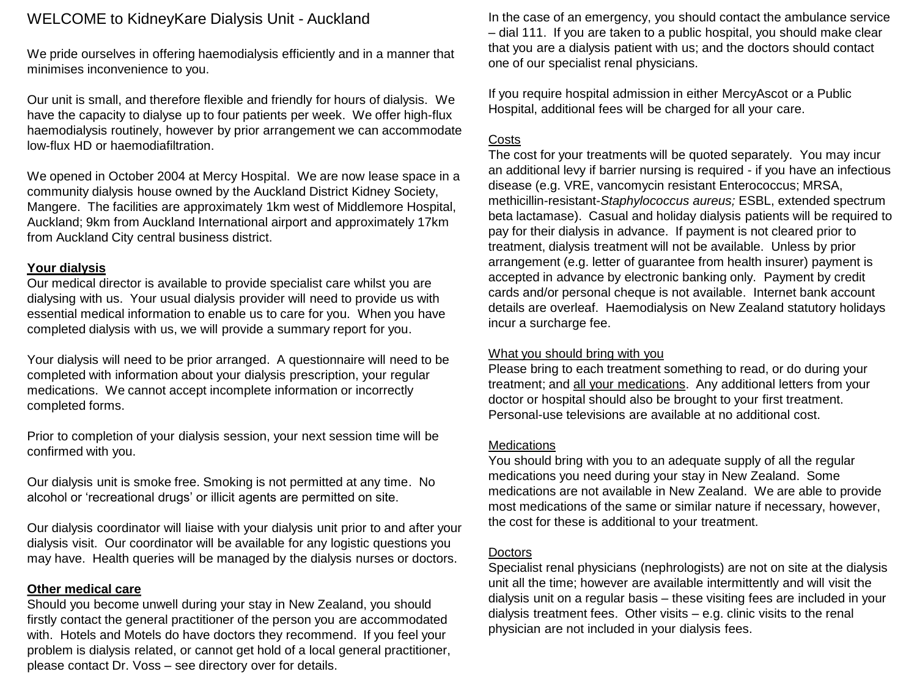# WELCOME to KidneyKare Dialysis Unit - Auckland

We pride ourselves in offering haemodialysis efficiently and in a manner that minimises inconvenience to you.

Our unit is small, and therefore flexible and friendly for hours of dialysis. We have the capacity to dialyse up to four patients per week. We offer high-flux haemodialysis routinely, however by prior arrangement we can accommodate low-flux HD or haemodiafiltration.

We opened in October 2004 at Mercy Hospital. We are now lease space in a community dialysis house owned by the Auckland District Kidney Society, Mangere. The facilities are approximately 1km west of Middlemore Hospital, Auckland; 9km from Auckland International airport and approximately 17km from Auckland City central business district.

## Your dialysis

Our medical director is available to provide specialist care whilst you are dialysing with us. Your usual dialysis provider will need to provide us with essential medical information to enable us to care for you. When you have completed dialysis with us, we will provide a summary report for you.

Your dialysis will need to be prior arranged. A questionnaire will need to be completed with information about your dialysis prescription, your regular medications. We cannot accept incomplete information or incorrectly completed forms.

Prior to completion of your dialysis session, your next session time will be confirmed with you.

Our dialysis unit is smoke free. Smoking is not permitted at any time. No alcohol or 'recreational drugs' or illicit agents are permitted on site.

Our dialysis coordinator will liaise with your dialysis unit prior to and after your dialysis visit. Our coordinator will be available for any logistic questions you may have. Health queries will be managed by the dialysis nurses or doctors.

## Other medical care

Should you become unwell during your stay in New Zealand, you should firstly contact the general practitioner of the person you are accommodated with. Hotels and Motels do have doctors they recommend. If you feel your problem is dialysis related, or cannot get hold of a local general practitioner, please contact Dr. Voss – see directory over for details.

In the case of an emergency, you should contact the ambulance service – dial 111. If you are taken to a public hospital, you should make clear that you are a dialysis patient with us; and the doctors should contact one of our specialist renal physicians.

If you require hospital admission in either MercyAscot or a Public Hospital, additional fees will be charged for all your care.

### Costs

The cost for your treatments will be quoted separately. You may incur an additional levy if barrier nursing is required - if you have an infectious disease (e.g. VRE, vancomycin resistant Enterococcus; MRSA, methicillin-resistant-*Staphylococcus aureus;* ESBL, extended spectrum beta lactamase). Casual and holiday dialysis patients will be required to pay for their dialysis in advance. If payment is not cleared prior to treatment, dialysis treatment will not be available. Unless by prior arrangement (e.g. letter of guarantee from health insurer) payment is accepted in advance by electronic banking only. Payment by credit cards and/or personal cheque is not available. Internet bank account details are overleaf. Haemodialysis on New Zealand statutory holidays incur a surcharge fee.

### What you should bring with you

Please bring to each treatment something to read, or do during your treatment; and all your medications. Any additional letters from your doctor or hospital should also be brought to your first treatment. Personal-use televisions are available at no additional cost.

### Medications

You should bring with you to an adequate supply of all the regular medications you need during your stay in New Zealand. Some medications are not available in New Zealand. We are able to provide most medications of the same or similar nature if necessary, however, the cost for these is additional to your treatment.

### Doctors

Specialist renal physicians (nephrologists) are not on site at the dialysis unit all the time; however are available intermittently and will visit the dialysis unit on a regular basis – these visiting fees are included in your dialysis treatment fees. Other visits – e.g. clinic visits to the renal physician are not included in your dialysis fees.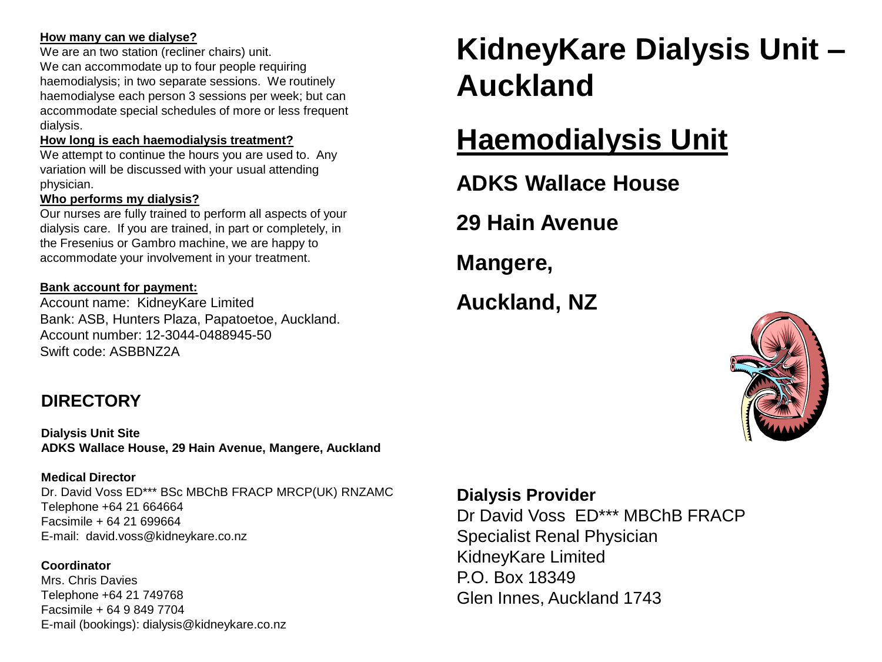**How many can we dialyse?**

We are an two station (recliner chairs) unit.
We can accommodate up to four people requiring haemodialysis; in two separate sessions. We routinely haemodialyse each person 3 sessions per week; but can accommodate special schedules of more or less frequent dialysis.

**How long is each haemodialysis treatment?**

We attempt to continue the hours you are used to. Any variation will be discussed with your usual attending physician.

**Who performs my dialysis?**

Our nurses are fully trained to perform all aspects of your dialysis care. If you are trained, in part or completely, in the Fresenius or Gambro machine, we are happy to accommodate your involvement in your treatment.

**Bank account for payment:**

Account name: KidneyKare Limited
Bank: ASB, Hunters Plaza, Papatoetoe, Auckland.
Account number: 12-3044-0488945-50
Swift code: ASBBNZ2A

## DIRECTORY

**Dialysis Unit Site**
**ADKS Wallace House, 29 Hain Avenue, Mangere, Auckland**

**Medical Director**
Dr. David Voss ED*** BSc MBChB FRACP MRCP(UK) RNZAMC
Telephone +64 21 664664
Facsimile + 64 21 699664
E-mail: david.voss@kidneykare.co.nz

**Coordinator**
Mrs. Chris Davies
Telephone +64 21 749768
Facsimile + 64 9 849 7704
E-mail (bookings): dialysis@kidneykare.co.nz

# KidneyKare Dialysis Unit – Auckland

# Haemodialysis Unit

## ADKS Wallace House

## 29 Hain Avenue

## Mangere,

## Auckland, NZ

**Dialysis Provider**
Dr David Voss ED*** MBChB FRACP
Specialist Renal Physician
KidneyKare Limited
P.O. Box 18349
Glen Innes, Auckland 1743